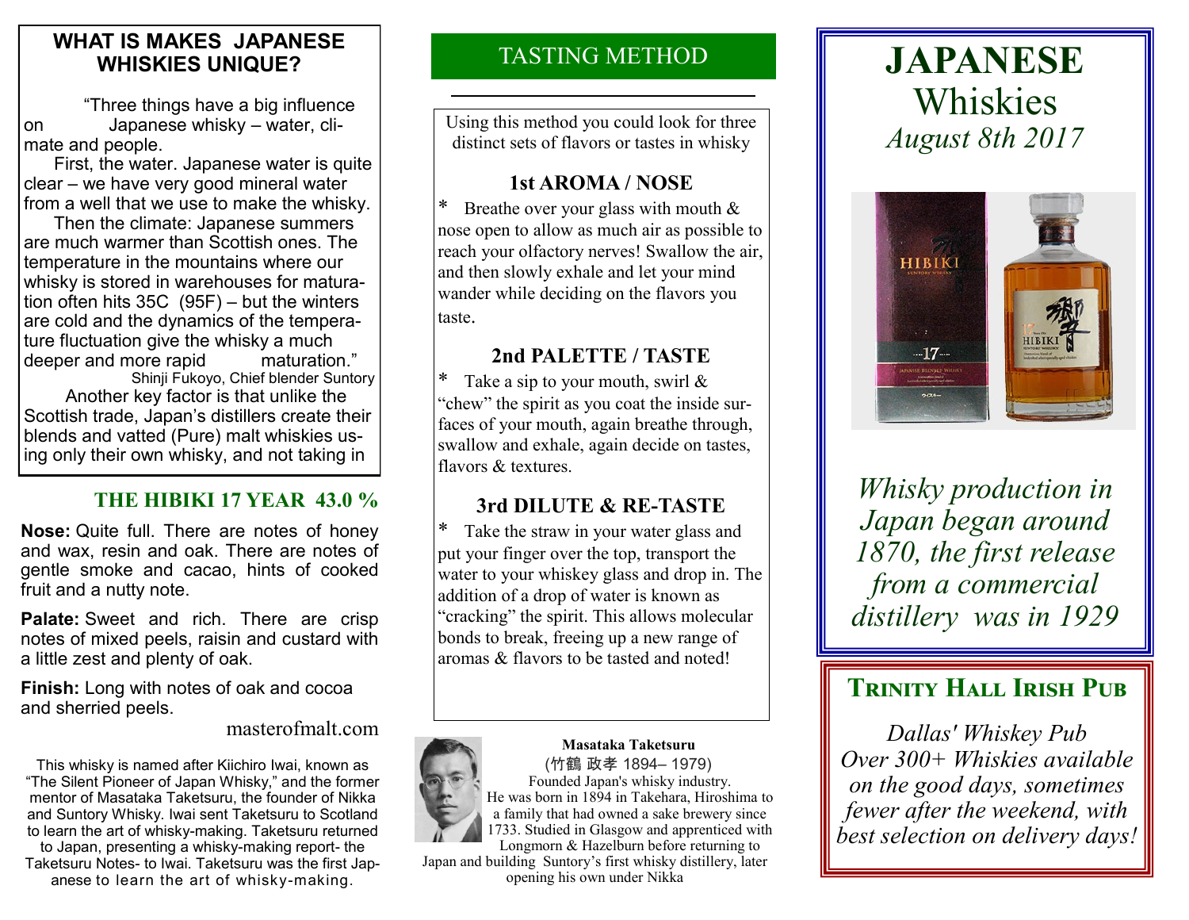## WHAT IS MAKES JAPANESE WHISKIES UNIQUE?

"Three things have a big influence on Japanese whisky – water, climate and people.

First, the water. Japanese water is quite clear – we have very good mineral water from a well that we use to make the whisky.

Then the climate: Japanese summers are much warmer than Scottish ones. The temperature in the mountains where our whisky is stored in warehouses for maturation often hits 35C (95F) – but the winters are cold and the dynamics of the temperature fluctuation give the whisky a much deeper and more rapid maturation."

Shinji Fukoyo, Chief blender Suntory

Another key factor is that unlike the Scottish trade, Japan's distillers create their blends and vatted (Pure) malt whiskies using only their own whisky, and not taking in

### THE HIBIKI 17 YEAR 43.0 %

**Nose:** Quite full. There are notes of honey and wax, resin and oak. There are notes of gentle smoke and cacao, hints of cooked fruit and a nutty note.

**Palate:** Sweet and rich. There are crisp notes of mixed peels, raisin and custard with a little zest and plenty of oak.

**Finish:** Long with notes of oak and cocoa and sherried peels.

masterofmalt.com

This whisky is named after Kiichiro Iwai, known as "The Silent Pioneer of Japan Whisky," and the former mentor of Masataka Taketsuru, the founder of Nikka and Suntory Whisky. Iwai sent Taketsuru to Scotland to learn the art of whisky-making. Taketsuru returned to Japan, presenting a whisky-making report- the Taketsuru Notes- to Iwai. Taketsuru was the first Japanese to learn the art of whisky-making.

## TASTING METHOD

Using this method you could look for three distinct sets of flavors or tastes in whisky

### 1st AROMA / NOSE

* Breathe over your glass with mouth & nose open to allow as much air as possible to reach your olfactory nerves! Swallow the air, and then slowly exhale and let your mind wander while deciding on the flavors you taste.

### 2nd PALETTE / TASTE

* Take a sip to your mouth, swirl & "chew" the spirit as you coat the inside surfaces of your mouth, again breathe through, swallow and exhale, again decide on tastes, flavors & textures.

### 3rd DILUTE & RE-TASTE

* Take the straw in your water glass and put your finger over the top, transport the water to your whiskey glass and drop in. The addition of a drop of water is known as "cracking" the spirit. This allows molecular bonds to break, freeing up a new range of aromas & flavors to be tasted and noted!

**Masataka Taketsuru**

(竹鶴 政孝 1894– 1979)

Founded Japan's whisky industry.

He was born in 1894 in Takehara, Hiroshima to a family that had owned a sake brewery since 1733. Studied in Glasgow and apprenticed with Longmorn & Hazelburn before returning to Japan and building Suntory's first whisky distillery, later opening his own under Nikka

# JAPANESE Whiskies

*August 8th 2017*

*Whisky production in Japan began around 1870, the first release from a commercial distillery was in 1929*

## TRINITY HALL IRISH PUB

*Dallas' Whiskey Pub Over 300+ Whiskies available on the good days, sometimes fewer after the weekend, with best selection on delivery days!*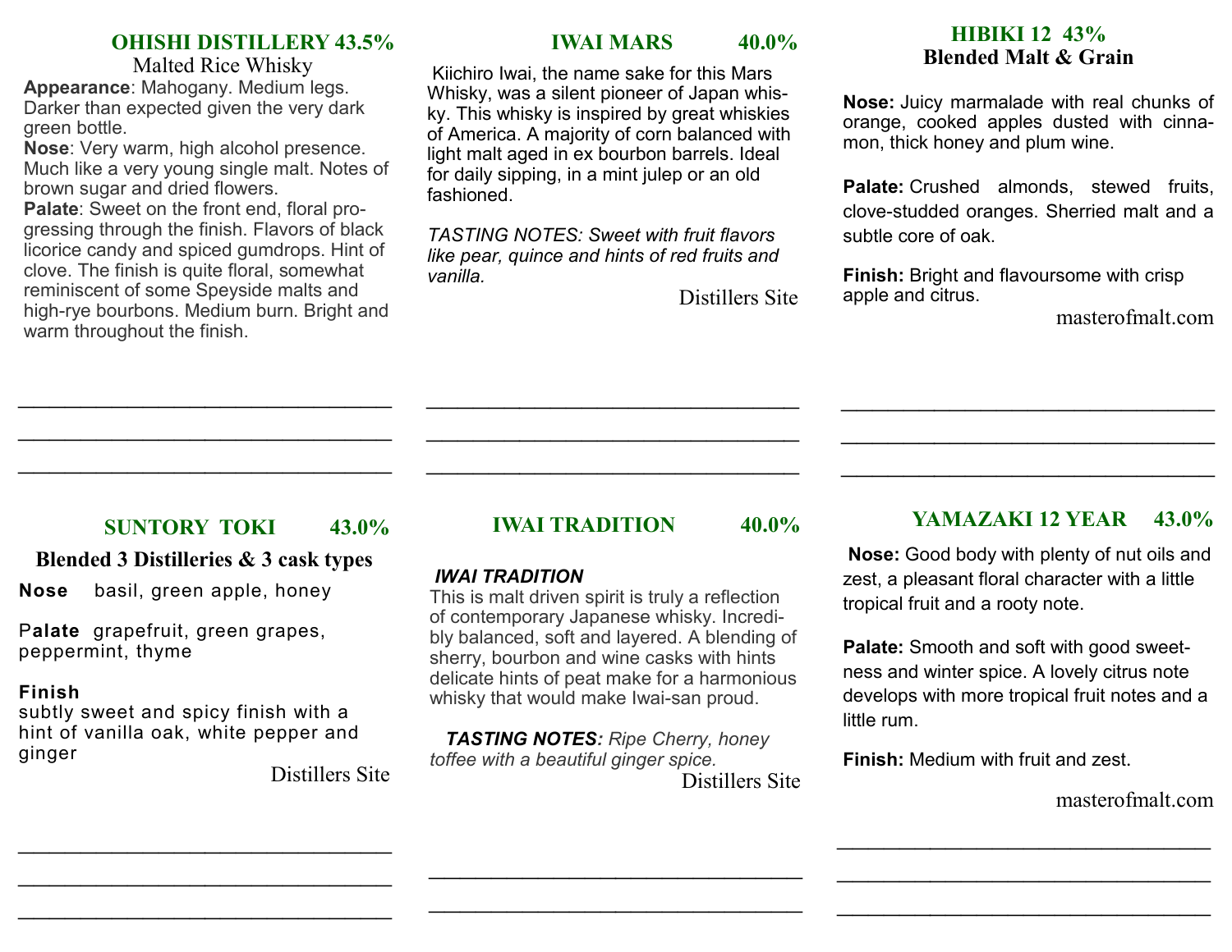## OHISHI DISTILLERY 43.5%

Malted Rice Whisky

**Appearance**: Mahogany. Medium legs. Darker than expected given the very dark green bottle.

**Nose**: Very warm, high alcohol presence. Much like a very young single malt. Notes of brown sugar and dried flowers.

**Palate**: Sweet on the front end, floral progressing through the finish. Flavors of black licorice candy and spiced gumdrops. Hint of clove. The finish is quite floral, somewhat reminiscent of some Speyside malts and high-rye bourbons. Medium burn. Bright and warm throughout the finish.

___________________________________

___________________________________

___________________________________

## IWAI MARS 40.0%

Kiichiro Iwai, the name sake for this Mars Whisky, was a silent pioneer of Japan whisky. This whisky is inspired by great whiskies of America. A majority of corn balanced with light malt aged in ex bourbon barrels. Ideal for daily sipping, in a mint julep or an old fashioned.

*TASTING NOTES: Sweet with fruit flavors like pear, quince and hints of red fruits and vanilla.*

Distillers Site

___________________________________

___________________________________

___________________________________

## HIBIKI 12 43%

**Blended Malt & Grain**

**Nose:** Juicy marmalade with real chunks of orange, cooked apples dusted with cinnamon, thick honey and plum wine.

**Palate:** Crushed almonds, stewed fruits, clove-studded oranges. Sherried malt and a subtle core of oak.

**Finish:** Bright and flavoursome with crisp apple and citrus.

masterofmalt.com

___________________________________

___________________________________

___________________________________

## SUNTORY TOKI 43.0%

**Blended 3 Distilleries & 3 cask types**

**Nose** basil, green apple, honey

**Palate** grapefruit, green grapes, peppermint, thyme

**Finish**
subtly sweet and spicy finish with a hint of vanilla oak, white pepper and ginger

Distillers Site

___________________________________

___________________________________

___________________________________

## IWAI TRADITION 40.0%

***IWAI TRADITION***

This is malt driven spirit is truly a reflection of contemporary Japanese whisky. Incredibly balanced, soft and layered. A blending of sherry, bourbon and wine casks with hints delicate hints of peat make for a harmonious whisky that would make Iwai-san proud.

***TASTING NOTES:*** *Ripe Cherry, honey toffee with a beautiful ginger spice.*

Distillers Site

___________________________________

___________________________________

## YAMAZAKI 12 YEAR 43.0%

**Nose:** Good body with plenty of nut oils and zest, a pleasant floral character with a little tropical fruit and a rooty note.

**Palate:** Smooth and soft with good sweetness and winter spice. A lovely citrus note develops with more tropical fruit notes and a little rum.

**Finish:** Medium with fruit and zest.

masterofmalt.com

___________________________________

___________________________________

___________________________________